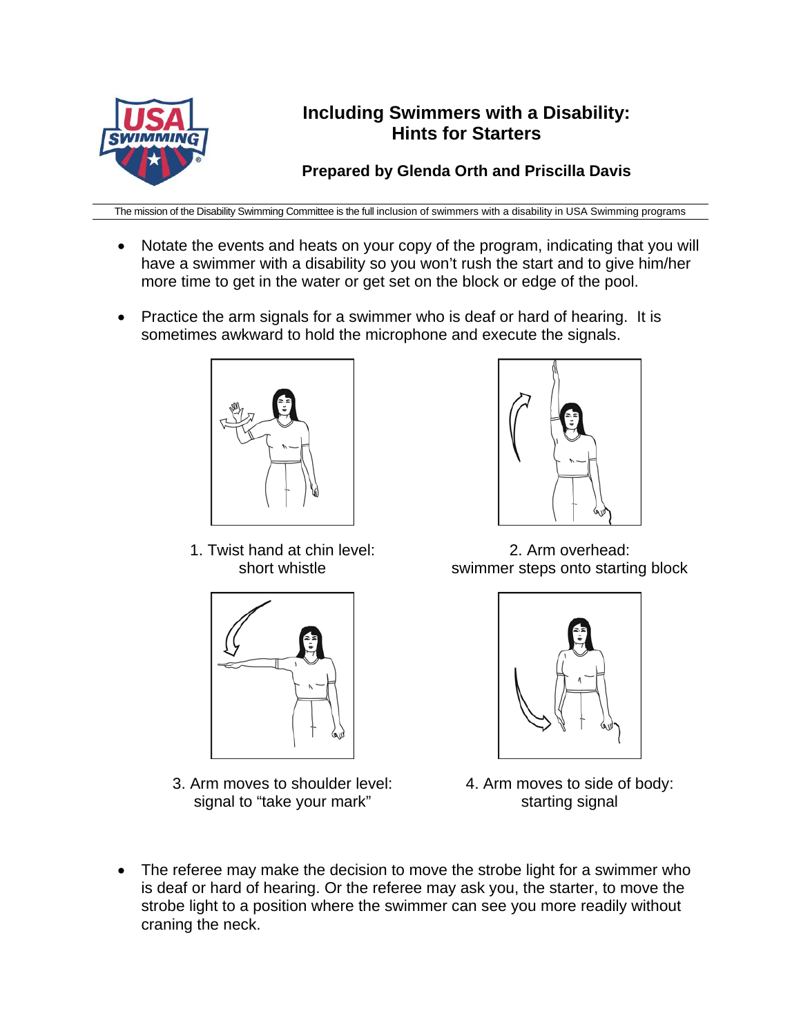# Including Swimmers with a Disability: Hints for Starters

### Prepared by Glenda Orth and Priscilla Davis

The mission of the Disability Swimming Committee is the full inclusion of swimmers with a disability in USA Swimming programs

- Notate the events and heats on your copy of the program, indicating that you will have a swimmer with a disability so you won't rush the start and to give him/her more time to get in the water or get set on the block or edge of the pool.
- Practice the arm signals for a swimmer who is deaf or hard of hearing. It is sometimes awkward to hold the microphone and execute the signals.

1. Twist hand at chin level: short whistle

2. Arm overhead: swimmer steps onto starting block

3. Arm moves to shoulder level: signal to "take your mark"

4. Arm moves to side of body: starting signal

- The referee may make the decision to move the strobe light for a swimmer who is deaf or hard of hearing. Or the referee may ask you, the starter, to move the strobe light to a position where the swimmer can see you more readily without craning the neck.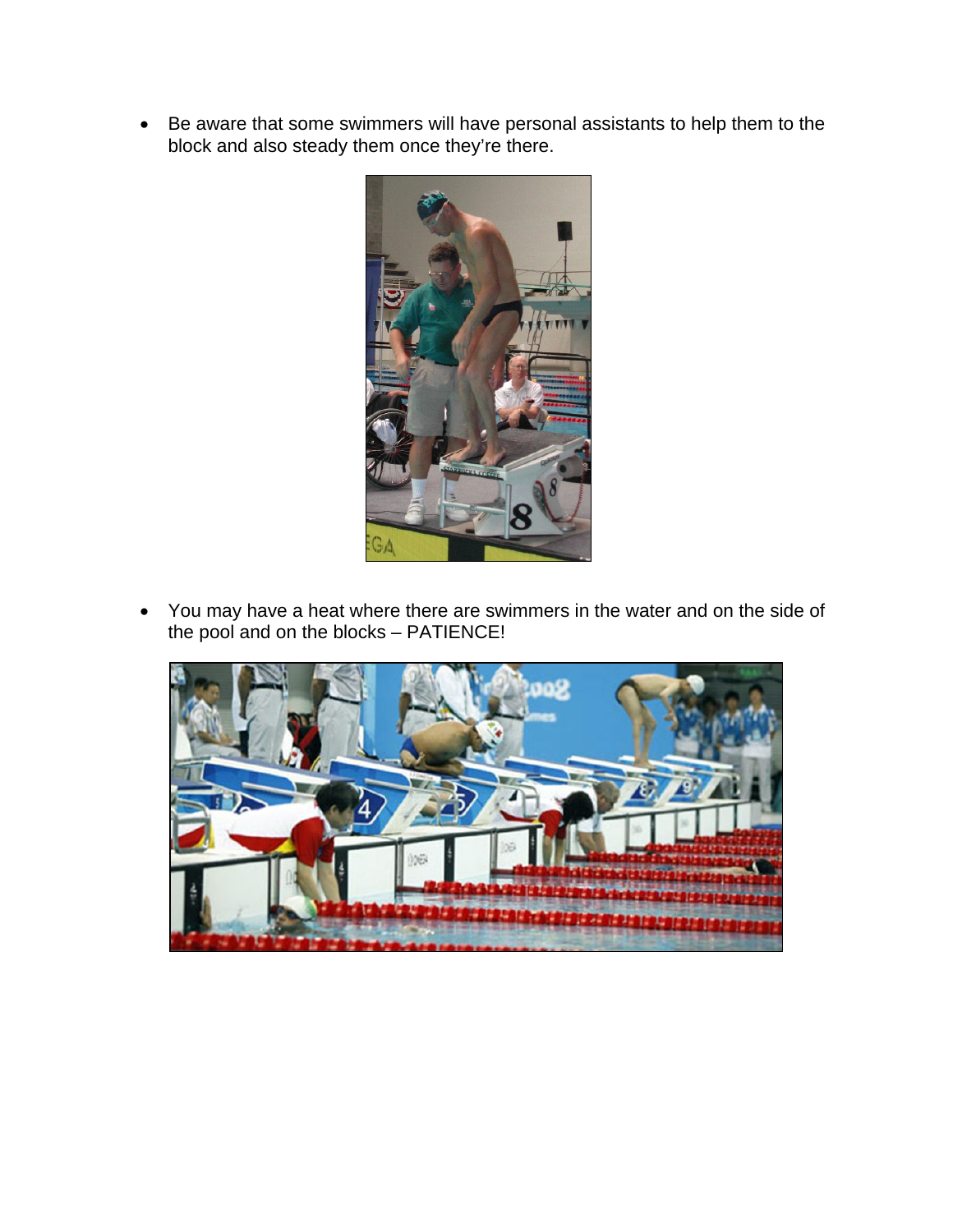- Be aware that some swimmers will have personal assistants to help them to the block and also steady them once they're there.

- You may have a heat where there are swimmers in the water and on the side of the pool and on the blocks – PATIENCE!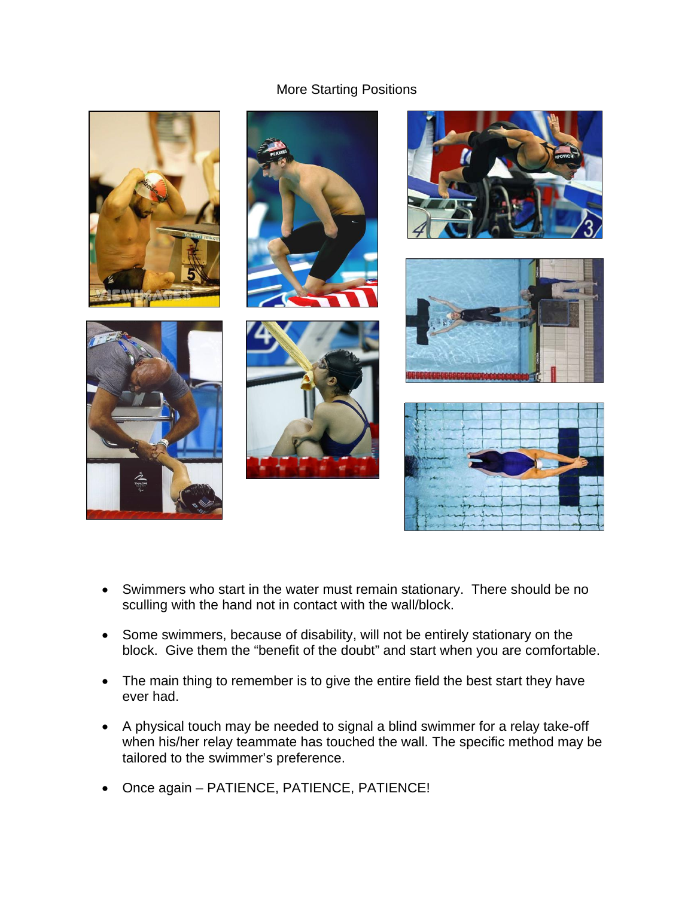More Starting Positions

- Swimmers who start in the water must remain stationary. There should be no sculling with the hand not in contact with the wall/block.
- Some swimmers, because of disability, will not be entirely stationary on the block. Give them the "benefit of the doubt" and start when you are comfortable.
- The main thing to remember is to give the entire field the best start they have ever had.
- A physical touch may be needed to signal a blind swimmer for a relay take-off when his/her relay teammate has touched the wall. The specific method may be tailored to the swimmer's preference.
- Once again – PATIENCE, PATIENCE, PATIENCE!